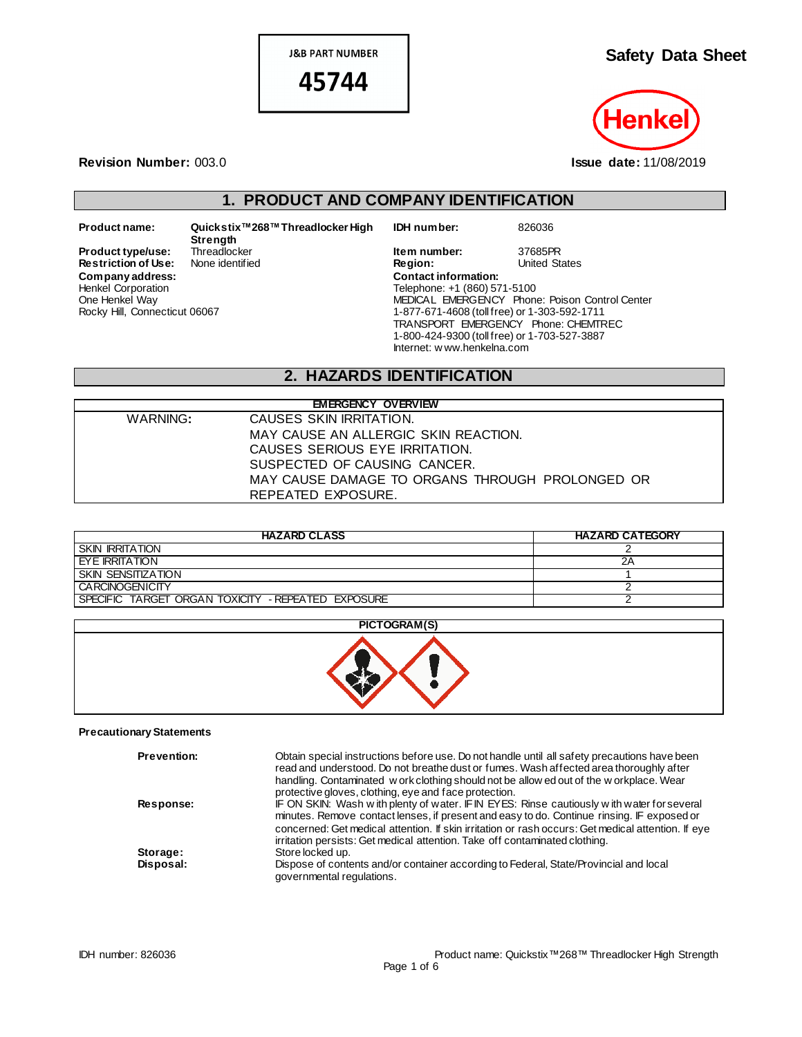**J&B PART NUMBER**

**45744**

# Safety Data Sheet

Henkel

**Revision Number:** 003.0

**Issue date:** 11/08/2019

## 1. PRODUCT AND COMPANY IDENTIFICATION

**Product name:** Quickstix™268™ Threadlocker High Strength

**Product type/use:** Threadlocker

**Restriction of Use:** None identified

**Company address:**
Henkel Corporation
One Henkel Way
Rocky Hill, Connecticut 06067

**IDH number:** 826036

**Item number:** 37685PR

**Region:** United States

**Contact information:**
Telephone: +1 (860) 571-5100
MEDICAL EMERGENCY Phone: Poison Control Center
1-877-671-4608 (toll free) or 1-303-592-1711
TRANSPORT EMERGENCY Phone: CHEMTREC
1-800-424-9300 (toll free) or 1-703-527-3887
Internet: www.henkelna.com

## 2. HAZARDS IDENTIFICATION

| EMERGENCY OVERVIEW | |
|---|---|
| WARNING: | CAUSES SKIN IRRITATION.<br>MAY CAUSE AN ALLERGIC SKIN REACTION.<br>CAUSES SERIOUS EYE IRRITATION.<br>SUSPECTED OF CAUSING CANCER.<br>MAY CAUSE DAMAGE TO ORGANS THROUGH PROLONGED OR REPEATED EXPOSURE. |

| HAZARD CLASS | HAZARD CATEGORY |
|---|---|
| SKIN IRRITATION | 2 |
| EYE IRRITATION | 2A |
| SKIN SENSITIZATION | 1 |
| CARCINOGENICITY | 2 |
| SPECIFIC TARGET ORGAN TOXICITY - REPEATED EXPOSURE | 2 |

**PICTOGRAM(S)**

**Precautionary Statements**

**Prevention:** Obtain special instructions before use. Do not handle until all safety precautions have been read and understood. Do not breathe dust or fumes. Wash affected area thoroughly after handling. Contaminated work clothing should not be allowed out of the workplace. Wear protective gloves, clothing, eye and face protection.

**Response:** IF ON SKIN: Wash with plenty of water. IF IN EYES: Rinse cautiously with water for several minutes. Remove contact lenses, if present and easy to do. Continue rinsing. IF exposed or concerned: Get medical attention. If skin irritation or rash occurs: Get medical attention. If eye irritation persists: Get medical attention. Take off contaminated clothing.

**Storage:** Store locked up.

**Disposal:** Dispose of contents and/or container according to Federal, State/Provincial and local governmental regulations.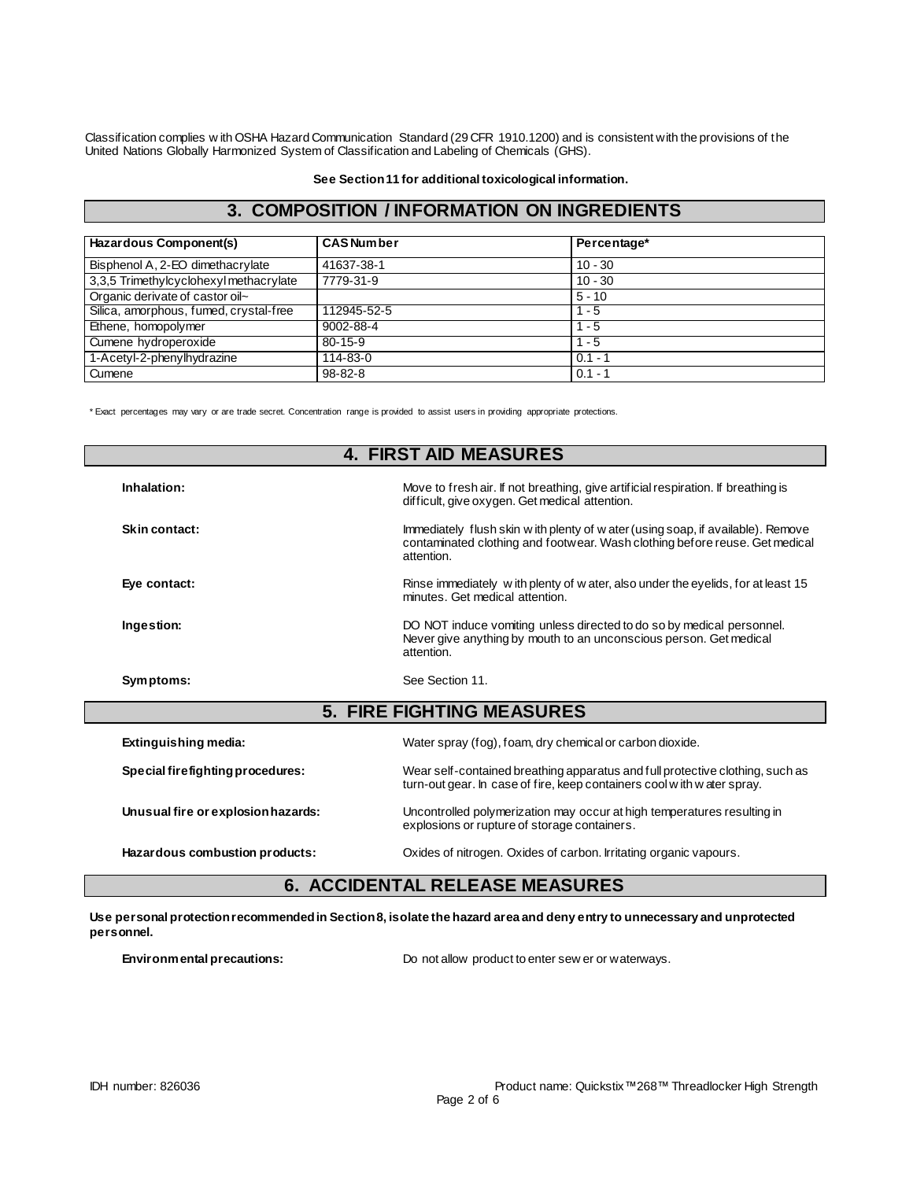Classification complies with OSHA Hazard Communication Standard (29 CFR 1910.1200) and is consistent with the provisions of the United Nations Globally Harmonized System of Classification and Labeling of Chemicals (GHS).

**See Section 11 for additional toxicological information.**

## 3. COMPOSITION / INFORMATION ON INGREDIENTS

| Hazardous Component(s) | CAS Number | Percentage* |
|---|---|---|
| Bisphenol A, 2-EO dimethacrylate | 41637-38-1 | 10 - 30 |
| 3,3,5 Trimethylcyclohexyl methacrylate | 7779-31-9 | 10 - 30 |
| Organic derivate of castor oil~ | | 5 - 10 |
| Silica, amorphous, fumed, crystal-free | 112945-52-5 | 1 - 5 |
| Ethene, homopolymer | 9002-88-4 | 1 - 5 |
| Cumene hydroperoxide | 80-15-9 | 1 - 5 |
| 1-Acetyl-2-phenylhydrazine | 114-83-0 | 0.1 - 1 |
| Cumene | 98-82-8 | 0.1 - 1 |

* Exact percentages may vary or are trade secret. Concentration range is provided to assist users in providing appropriate protections.

## 4. FIRST AID MEASURES

**Inhalation:** Move to fresh air. If not breathing, give artificial respiration. If breathing is difficult, give oxygen. Get medical attention.

**Skin contact:** Immediately flush skin with plenty of water (using soap, if available). Remove contaminated clothing and footwear. Wash clothing before reuse. Get medical attention.

**Eye contact:** Rinse immediately with plenty of water, also under the eyelids, for at least 15 minutes. Get medical attention.

**Ingestion:** DO NOT induce vomiting unless directed to do so by medical personnel. Never give anything by mouth to an unconscious person. Get medical attention.

**Symptoms:** See Section 11.

## 5. FIRE FIGHTING MEASURES

**Extinguishing media:** Water spray (fog), foam, dry chemical or carbon dioxide.

**Special firefighting procedures:** Wear self-contained breathing apparatus and full protective clothing, such as turn-out gear. In case of fire, keep containers cool with water spray.

**Unusual fire or explosion hazards:** Uncontrolled polymerization may occur at high temperatures resulting in explosions or rupture of storage containers.

**Hazardous combustion products:** Oxides of nitrogen. Oxides of carbon. Irritating organic vapours.

## 6. ACCIDENTAL RELEASE MEASURES

**Use personal protection recommended in Section 8, isolate the hazard area and deny entry to unnecessary and unprotected personnel.**

**Environmental precautions:** Do not allow product to enter sewer or waterways.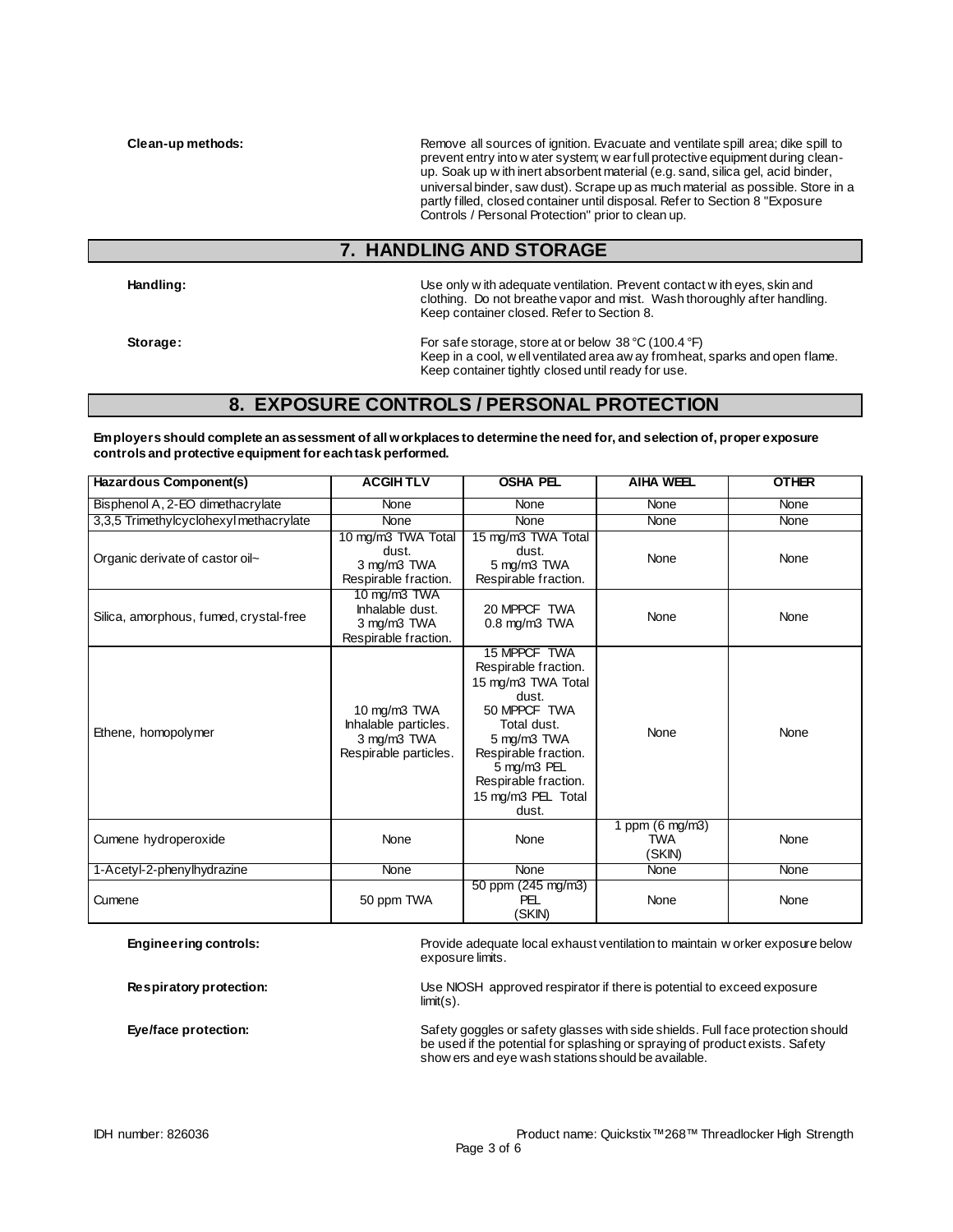**Clean-up methods:** Remove all sources of ignition. Evacuate and ventilate spill area; dike spill to prevent entry into water system; wear full protective equipment during clean-up. Soak up with inert absorbent material (e.g. sand, silica gel, acid binder, universal binder, saw dust). Scrape up as much material as possible. Store in a partly filled, closed container until disposal. Refer to Section 8 "Exposure Controls / Personal Protection" prior to clean up.

## 7. HANDLING AND STORAGE

**Handling:** Use only with adequate ventilation. Prevent contact with eyes, skin and clothing. Do not breathe vapor and mist. Wash thoroughly after handling. Keep container closed. Refer to Section 8.

**Storage:** For safe storage, store at or below 38 °C (100.4 °F)
Keep in a cool, well ventilated area away from heat, sparks and open flame. Keep container tightly closed until ready for use.

## 8. EXPOSURE CONTROLS / PERSONAL PROTECTION

**Employers should complete an assessment of all workplaces to determine the need for, and selection of, proper exposure controls and protective equipment for each task performed.**

| Hazardous Component(s) | ACGIH TLV | OSHA PEL | AIHA WEEL | OTHER |
|---|---|---|---|---|
| Bisphenol A, 2-EO dimethacrylate | None | None | None | None |
| 3,3,5 Trimethylcyclohexyl methacrylate | None | None | None | None |
| Organic derivate of castor oil~ | 10 mg/m3 TWA Total dust.<br>3 mg/m3 TWA Respirable fraction. | 15 mg/m3 TWA Total dust.<br>5 mg/m3 TWA Respirable fraction. | None | None |
| Silica, amorphous, fumed, crystal-free | 10 mg/m3 TWA Inhalable dust.<br>3 mg/m3 TWA Respirable fraction. | 20 MPPCF TWA<br>0.8 mg/m3 TWA | None | None |
| Ethene, homopolymer | 10 mg/m3 TWA Inhalable particles.<br>3 mg/m3 TWA Respirable particles. | 15 MPPCF TWA Respirable fraction.<br>15 mg/m3 TWA Total dust.<br>50 MPPCF TWA Total dust.<br>5 mg/m3 TWA Respirable fraction.<br>5 mg/m3 PEL Respirable fraction.<br>15 mg/m3 PEL Total dust. | None | None |
| Cumene hydroperoxide | None | None | 1 ppm (6 mg/m3) TWA (SKIN) | None |
| 1-Acetyl-2-phenylhydrazine | None | None | None | None |
| Cumene | 50 ppm TWA | 50 ppm (245 mg/m3) PEL (SKIN) | None | None |

**Engineering controls:** Provide adequate local exhaust ventilation to maintain worker exposure below exposure limits.

**Respiratory protection:** Use NIOSH approved respirator if there is potential to exceed exposure limit(s).

**Eye/face protection:** Safety goggles or safety glasses with side shields. Full face protection should be used if the potential for splashing or spraying of product exists. Safety showers and eye wash stations should be available.

IDH number: 826036 Product name: Quickstix™268™ Threadlocker High Strength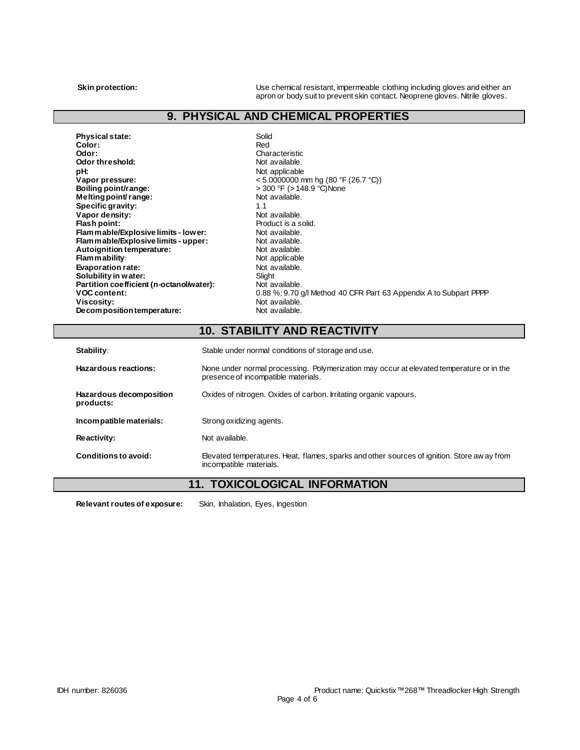**Skin protection:** Use chemical resistant, impermeable clothing including gloves and either an apron or body suit to prevent skin contact. Neoprene gloves. Nitrile gloves.

## 9. PHYSICAL AND CHEMICAL PROPERTIES

| | |
|---|---|
| **Physical state:** | Solid |
| **Color:** | Red |
| **Odor:** | Characteristic |
| **Odor threshold:** | Not available. |
| **pH:** | Not applicable |
| **Vapor pressure:** | < 5.0000000 mm hg (80 °F (26.7 °C)) |
| **Boiling point/range:** | > 300 °F (> 148.9 °C)None |
| **Melting point/ range:** | Not available. |
| **Specific gravity:** | 1.1 |
| **Vapor density:** | Not available. |
| **Flash point:** | Product is a solid. |
| **Flammable/Explosive limits - lower:** | Not available. |
| **Flammable/Explosive limits - upper:** | Not available. |
| **Autoignition temperature:** | Not available. |
| **Flammability:** | Not applicable |
| **Evaporation rate:** | Not available. |
| **Solubility in water:** | Slight |
| **Partition coefficient (n-octanol/water):** | Not available. |
| **VOC content:** | 0.88 %; 9.70 g/l Method 40 CFR Part 63 Appendix A to Subpart PPPP |
| **Viscosity:** | Not available. |
| **Decomposition temperature:** | Not available. |

## 10. STABILITY AND REACTIVITY

| | |
|---|---|
| **Stability:** | Stable under normal conditions of storage and use. |
| **Hazardous reactions:** | None under normal processing. Polymerization may occur at elevated temperature or in the presence of incompatible materials. |
| **Hazardous decomposition products:** | Oxides of nitrogen. Oxides of carbon. Irritating organic vapours. |
| **Incompatible materials:** | Strong oxidizing agents. |
| **Reactivity:** | Not available. |
| **Conditions to avoid:** | Elevated temperatures. Heat, flames, sparks and other sources of ignition. Store away from incompatible materials. |

## 11. TOXICOLOGICAL INFORMATION

**Relevant routes of exposure:** Skin, Inhalation, Eyes, Ingestion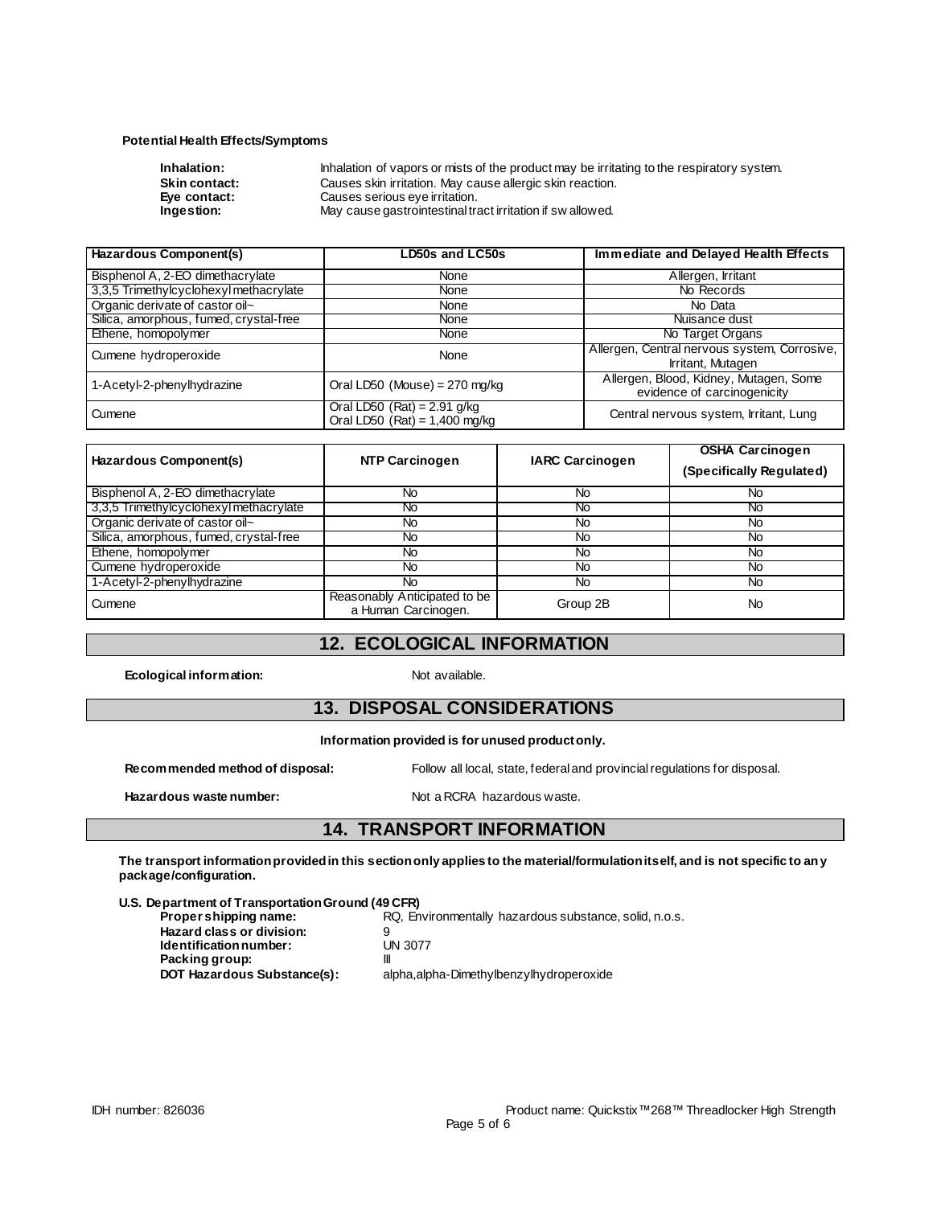**Potential Health Effects/Symptoms**

**Inhalation:** Inhalation of vapors or mists of the product may be irritating to the respiratory system.
**Skin contact:** Causes skin irritation. May cause allergic skin reaction.
**Eye contact:** Causes serious eye irritation.
**Ingestion:** May cause gastrointestinal tract irritation if swallowed.

| Hazardous Component(s) | LD50s and LC50s | Immediate and Delayed Health Effects |
|---|---|---|
| Bisphenol A, 2-EO dimethacrylate | None | Allergen, Irritant |
| 3,3,5 Trimethylcyclohexyl methacrylate | None | No Records |
| Organic derivate of castor oil~ | None | No Data |
| Silica, amorphous, fumed, crystal-free | None | Nuisance dust |
| Ethene, homopolymer | None | No Target Organs |
| Cumene hydroperoxide | None | Allergen, Central nervous system, Corrosive, Irritant, Mutagen |
| 1-Acetyl-2-phenylhydrazine | Oral LD50 (Mouse) = 270 mg/kg | Allergen, Blood, Kidney, Mutagen, Some evidence of carcinogenicity |
| Cumene | Oral LD50 (Rat) = 2.91 g/kg<br>Oral LD50 (Rat) = 1,400 mg/kg | Central nervous system, Irritant, Lung |

| Hazardous Component(s) | NTP Carcinogen | IARC Carcinogen | OSHA Carcinogen (Specifically Regulated) |
|---|---|---|---|
| Bisphenol A, 2-EO dimethacrylate | No | No | No |
| 3,3,5 Trimethylcyclohexyl methacrylate | No | No | No |
| Organic derivate of castor oil~ | No | No | No |
| Silica, amorphous, fumed, crystal-free | No | No | No |
| Ethene, homopolymer | No | No | No |
| Cumene hydroperoxide | No | No | No |
| 1-Acetyl-2-phenylhydrazine | No | No | No |
| Cumene | Reasonably Anticipated to be a Human Carcinogen. | Group 2B | No |

## 12. ECOLOGICAL INFORMATION

**Ecological information:** Not available.

## 13. DISPOSAL CONSIDERATIONS

**Information provided is for unused product only.**

**Recommended method of disposal:** Follow all local, state, federal and provincial regulations for disposal.

**Hazardous waste number:** Not a RCRA hazardous waste.

## 14. TRANSPORT INFORMATION

**The transport information provided in this section only applies to the material/formulation itself, and is not specific to any package/configuration.**

**U.S. Department of Transportation Ground (49 CFR)**

**Proper shipping name:** RQ, Environmentally hazardous substance, solid, n.o.s.
**Hazard class or division:** 9
**Identification number:** UN 3077
**Packing group:** III
**DOT Hazardous Substance(s):** alpha,alpha-Dimethylbenzylhydroperoxide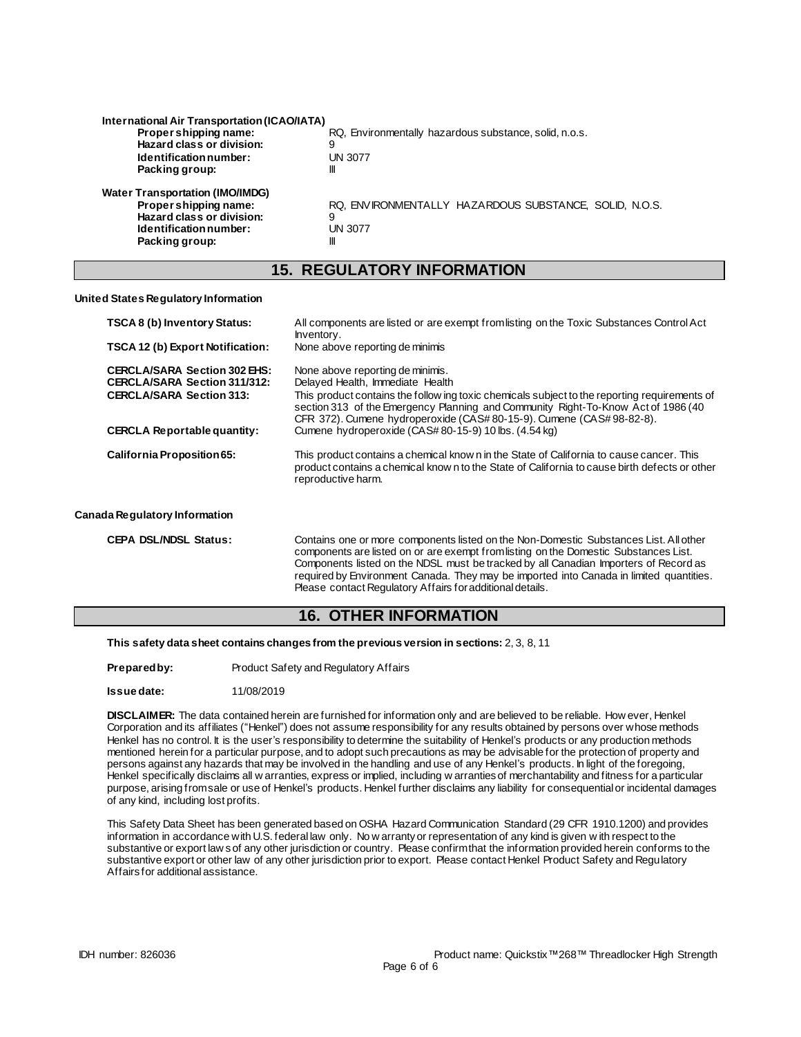**International Air Transportation (ICAO/IATA)**

| | |
|---|---|
| **Proper shipping name:** | RQ, Environmentally hazardous substance, solid, n.o.s. |
| **Hazard class or division:** | 9 |
| **Identification number:** | UN 3077 |
| **Packing group:** | III |

**Water Transportation (IMO/IMDG)**

| | |
|---|---|
| **Proper shipping name:** | RQ, ENVIRONMENTALLY HAZARDOUS SUBSTANCE, SOLID, N.O.S. |
| **Hazard class or division:** | 9 |
| **Identification number:** | UN 3077 |
| **Packing group:** | III |

## 15. REGULATORY INFORMATION

**United States Regulatory Information**

| | |
|---|---|
| **TSCA 8 (b) Inventory Status:** | All components are listed or are exempt from listing on the Toxic Substances Control Act Inventory. |
| **TSCA 12 (b) Export Notification:** | None above reporting de minimis |
| **CERCLA/SARA Section 302 EHS:** | None above reporting de minimis. |
| **CERCLA/SARA Section 311/312:** | Delayed Health, Immediate Health |
| **CERCLA/SARA Section 313:** | This product contains the following toxic chemicals subject to the reporting requirements of section 313 of the Emergency Planning and Community Right-To-Know Act of 1986 (40 CFR 372). Cumene hydroperoxide (CAS# 80-15-9). Cumene (CAS# 98-82-8). |
| **CERCLA Reportable quantity:** | Cumene hydroperoxide (CAS# 80-15-9) 10 lbs. (4.54 kg) |
| **California Proposition 65:** | This product contains a chemical known in the State of California to cause cancer. This product contains a chemical known to the State of California to cause birth defects or other reproductive harm. |

**Canada Regulatory Information**

| | |
|---|---|
| **CEPA DSL/NDSL Status:** | Contains one or more components listed on the Non-Domestic Substances List. All other components are listed on or are exempt from listing on the Domestic Substances List. Components listed on the NDSL must be tracked by all Canadian Importers of Record as required by Environment Canada. They may be imported into Canada in limited quantities. Please contact Regulatory Affairs for additional details. |

## 16. OTHER INFORMATION

**This safety data sheet contains changes from the previous version in sections:** 2, 3, 8, 11

**Prepared by:** Product Safety and Regulatory Affairs

**Issue date:** 11/08/2019

**DISCLAIMER:** The data contained herein are furnished for information only and are believed to be reliable. However, Henkel Corporation and its affiliates ("Henkel") does not assume responsibility for any results obtained by persons over whose methods Henkel has no control. It is the user's responsibility to determine the suitability of Henkel's products or any production methods mentioned herein for a particular purpose, and to adopt such precautions as may be advisable for the protection of property and persons against any hazards that may be involved in the handling and use of any Henkel's products. In light of the foregoing, Henkel specifically disclaims all warranties, express or implied, including warranties of merchantability and fitness for a particular purpose, arising from sale or use of Henkel's products. Henkel further disclaims any liability for consequential or incidental damages of any kind, including lost profits.

This Safety Data Sheet has been generated based on OSHA Hazard Communication Standard (29 CFR 1910.1200) and provides information in accordance with U.S. federal law only. No warranty or representation of any kind is given with respect to the substantive or export laws of any other jurisdiction or country. Please confirm that the information provided herein conforms to the substantive export or other law of any other jurisdiction prior to export. Please contact Henkel Product Safety and Regulatory Affairs for additional assistance.

IDH number: 826036

Product name: Quickstix™ 268™ Threadlocker High Strength